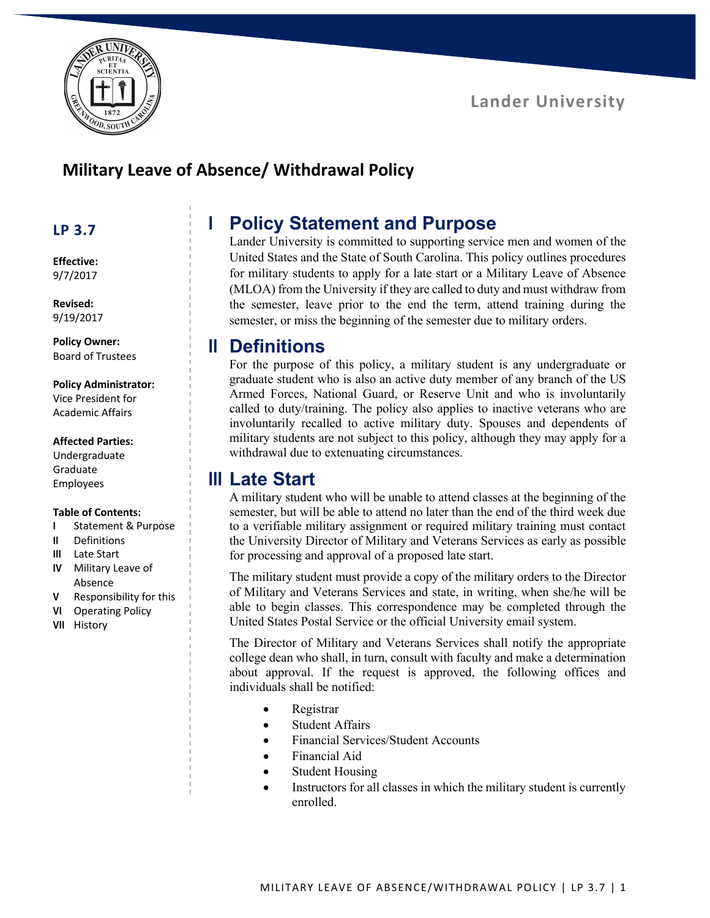Lander University

# Military Leave of Absence/ Withdrawal Policy

## LP 3.7

**Effective:**
9/7/2017

**Revised:**
9/19/2017

**Policy Owner:**
Board of Trustees

**Policy Administrator:**
Vice President for Academic Affairs

**Affected Parties:**
Undergraduate
Graduate
Employees

**Table of Contents:**

- **I** Statement & Purpose
- **II** Definitions
- **III** Late Start
- **IV** Military Leave of Absence
- **V** Responsibility for this
- **VI** Operating Policy
- **VII** History

## I Policy Statement and Purpose

Lander University is committed to supporting service men and women of the United States and the State of South Carolina. This policy outlines procedures for military students to apply for a late start or a Military Leave of Absence (MLOA) from the University if they are called to duty and must withdraw from the semester, leave prior to the end the term, attend training during the semester, or miss the beginning of the semester due to military orders.

## II Definitions

For the purpose of this policy, a military student is any undergraduate or graduate student who is also an active duty member of any branch of the US Armed Forces, National Guard, or Reserve Unit and who is involuntarily called to duty/training. The policy also applies to inactive veterans who are involuntarily recalled to active military duty. Spouses and dependents of military students are not subject to this policy, although they may apply for a withdrawal due to extenuating circumstances.

## III Late Start

A military student who will be unable to attend classes at the beginning of the semester, but will be able to attend no later than the end of the third week due to a verifiable military assignment or required military training must contact the University Director of Military and Veterans Services as early as possible for processing and approval of a proposed late start.

The military student must provide a copy of the military orders to the Director of Military and Veterans Services and state, in writing, when she/he will be able to begin classes. This correspondence may be completed through the United States Postal Service or the official University email system.

The Director of Military and Veterans Services shall notify the appropriate college dean who shall, in turn, consult with faculty and make a determination about approval. If the request is approved, the following offices and individuals shall be notified:

- Registrar
- Student Affairs
- Financial Services/Student Accounts
- Financial Aid
- Student Housing
- Instructors for all classes in which the military student is currently enrolled.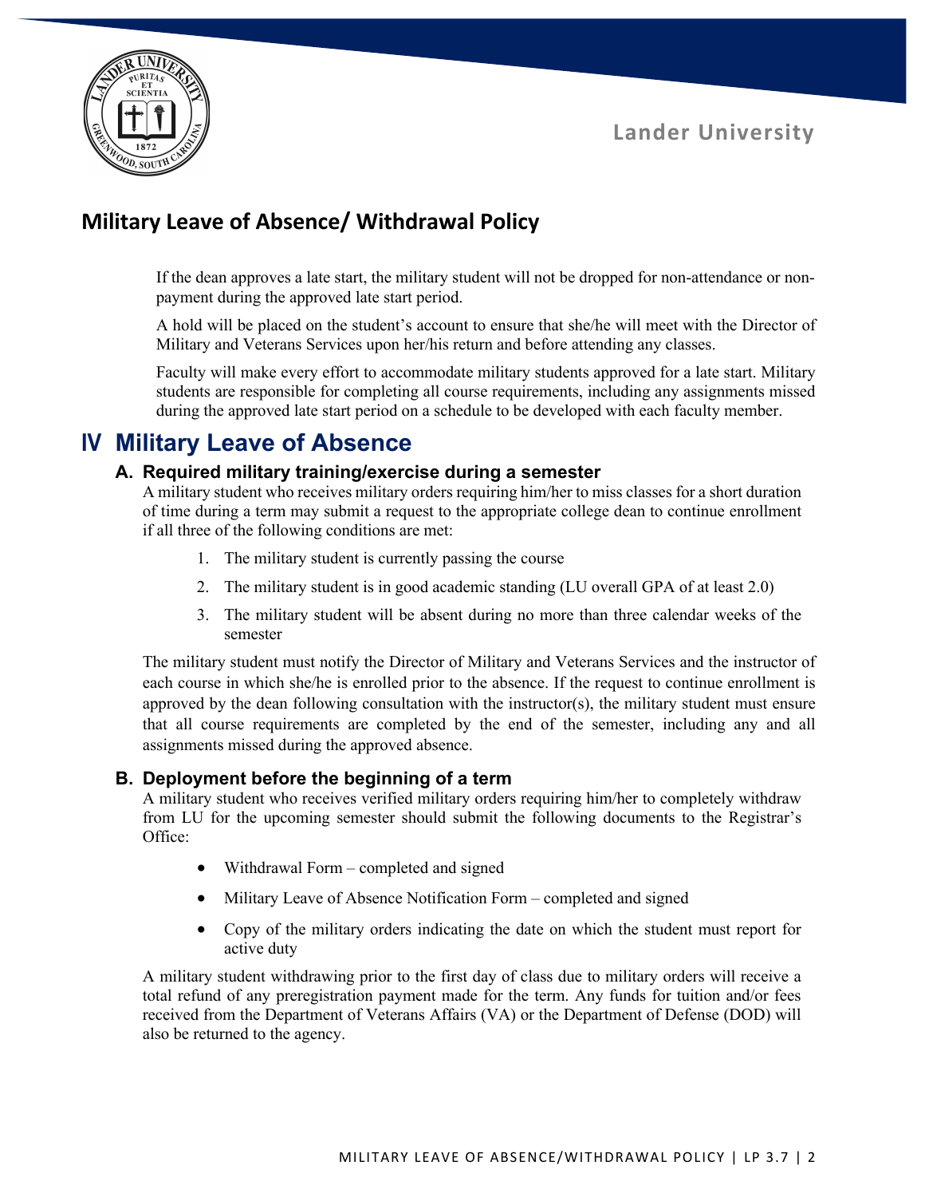If the dean approves a late start, the military student will not be dropped for non-attendance or non-payment during the approved late start period.

A hold will be placed on the student's account to ensure that she/he will meet with the Director of Military and Veterans Services upon her/his return and before attending any classes.

Faculty will make every effort to accommodate military students approved for a late start. Military students are responsible for completing all course requirements, including any assignments missed during the approved late start period on a schedule to be developed with each faculty member.

# IV Military Leave of Absence

## A. Required military training/exercise during a semester

A military student who receives military orders requiring him/her to miss classes for a short duration of time during a term may submit a request to the appropriate college dean to continue enrollment if all three of the following conditions are met:

1. The military student is currently passing the course
2. The military student is in good academic standing (LU overall GPA of at least 2.0)
3. The military student will be absent during no more than three calendar weeks of the semester

The military student must notify the Director of Military and Veterans Services and the instructor of each course in which she/he is enrolled prior to the absence. If the request to continue enrollment is approved by the dean following consultation with the instructor(s), the military student must ensure that all course requirements are completed by the end of the semester, including any and all assignments missed during the approved absence.

## B. Deployment before the beginning of a term

A military student who receives verified military orders requiring him/her to completely withdraw from LU for the upcoming semester should submit the following documents to the Registrar's Office:

- Withdrawal Form – completed and signed
- Military Leave of Absence Notification Form – completed and signed
- Copy of the military orders indicating the date on which the student must report for active duty

A military student withdrawing prior to the first day of class due to military orders will receive a total refund of any preregistration payment made for the term. Any funds for tuition and/or fees received from the Department of Veterans Affairs (VA) or the Department of Defense (DOD) will also be returned to the agency.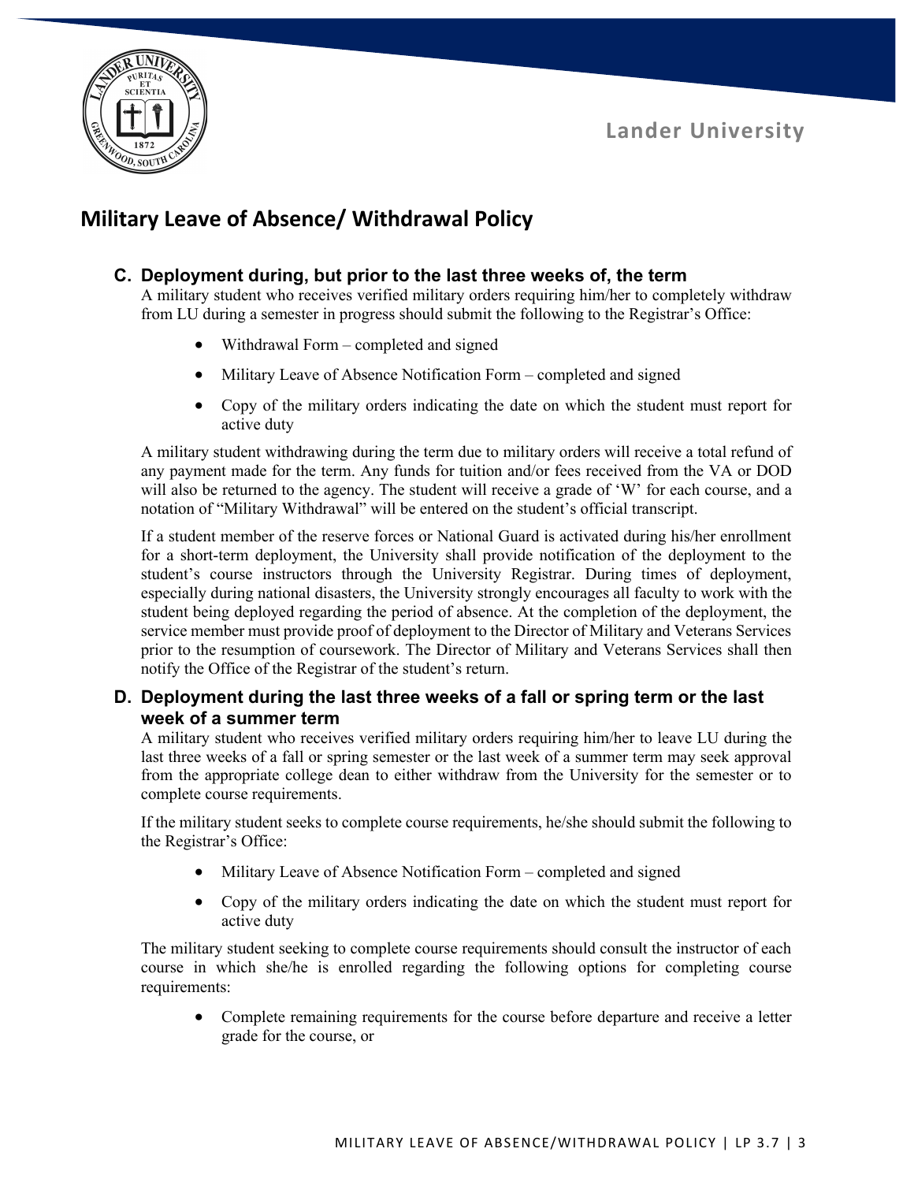## C. Deployment during, but prior to the last three weeks of, the term

A military student who receives verified military orders requiring him/her to completely withdraw from LU during a semester in progress should submit the following to the Registrar's Office:

- Withdrawal Form – completed and signed
- Military Leave of Absence Notification Form – completed and signed
- Copy of the military orders indicating the date on which the student must report for active duty

A military student withdrawing during the term due to military orders will receive a total refund of any payment made for the term. Any funds for tuition and/or fees received from the VA or DOD will also be returned to the agency. The student will receive a grade of 'W' for each course, and a notation of "Military Withdrawal" will be entered on the student's official transcript.

If a student member of the reserve forces or National Guard is activated during his/her enrollment for a short-term deployment, the University shall provide notification of the deployment to the student's course instructors through the University Registrar. During times of deployment, especially during national disasters, the University strongly encourages all faculty to work with the student being deployed regarding the period of absence. At the completion of the deployment, the service member must provide proof of deployment to the Director of Military and Veterans Services prior to the resumption of coursework. The Director of Military and Veterans Services shall then notify the Office of the Registrar of the student's return.

## D. Deployment during the last three weeks of a fall or spring term or the last week of a summer term

A military student who receives verified military orders requiring him/her to leave LU during the last three weeks of a fall or spring semester or the last week of a summer term may seek approval from the appropriate college dean to either withdraw from the University for the semester or to complete course requirements.

If the military student seeks to complete course requirements, he/she should submit the following to the Registrar's Office:

- Military Leave of Absence Notification Form – completed and signed
- Copy of the military orders indicating the date on which the student must report for active duty

The military student seeking to complete course requirements should consult the instructor of each course in which she/he is enrolled regarding the following options for completing course requirements:

- Complete remaining requirements for the course before departure and receive a letter grade for the course, or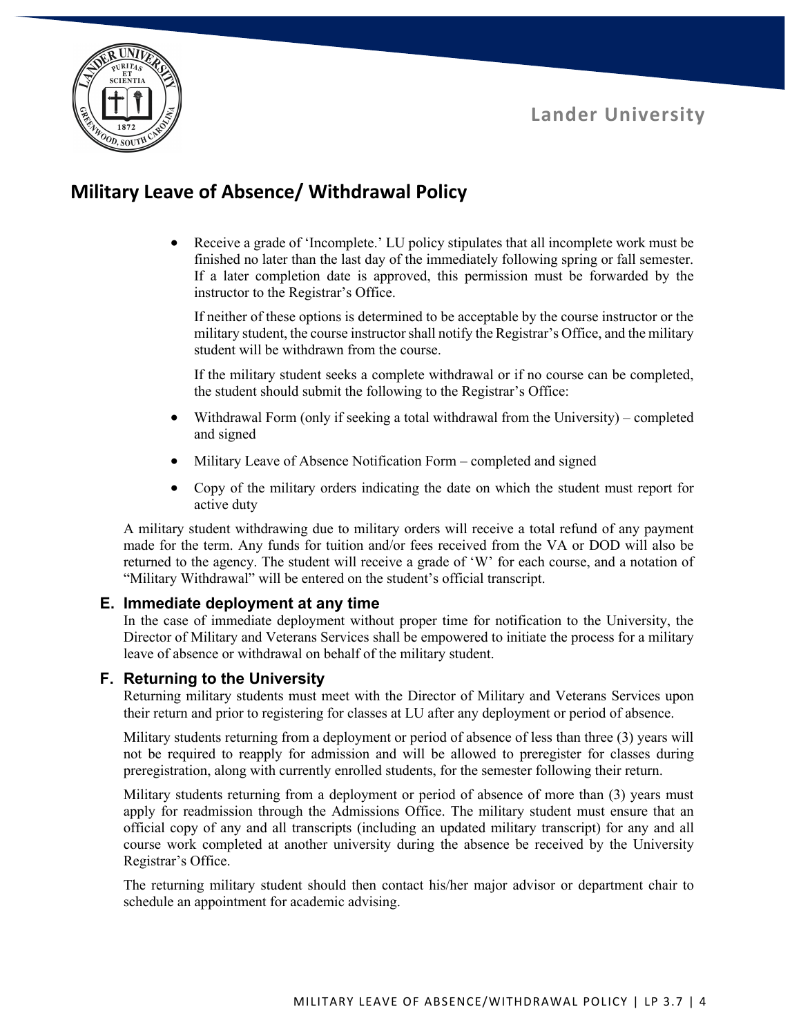- Receive a grade of 'Incomplete.' LU policy stipulates that all incomplete work must be finished no later than the last day of the immediately following spring or fall semester. If a later completion date is approved, this permission must be forwarded by the instructor to the Registrar's Office.

  If neither of these options is determined to be acceptable by the course instructor or the military student, the course instructor shall notify the Registrar's Office, and the military student will be withdrawn from the course.

  If the military student seeks a complete withdrawal or if no course can be completed, the student should submit the following to the Registrar's Office:

- Withdrawal Form (only if seeking a total withdrawal from the University) – completed and signed
- Military Leave of Absence Notification Form – completed and signed
- Copy of the military orders indicating the date on which the student must report for active duty

A military student withdrawing due to military orders will receive a total refund of any payment made for the term. Any funds for tuition and/or fees received from the VA or DOD will also be returned to the agency. The student will receive a grade of 'W' for each course, and a notation of "Military Withdrawal" will be entered on the student's official transcript.

### E. Immediate deployment at any time

In the case of immediate deployment without proper time for notification to the University, the Director of Military and Veterans Services shall be empowered to initiate the process for a military leave of absence or withdrawal on behalf of the military student.

### F. Returning to the University

Returning military students must meet with the Director of Military and Veterans Services upon their return and prior to registering for classes at LU after any deployment or period of absence.

Military students returning from a deployment or period of absence of less than three (3) years will not be required to reapply for admission and will be allowed to preregister for classes during preregistration, along with currently enrolled students, for the semester following their return.

Military students returning from a deployment or period of absence of more than (3) years must apply for readmission through the Admissions Office. The military student must ensure that an official copy of any and all transcripts (including an updated military transcript) for any and all course work completed at another university during the absence be received by the University Registrar's Office.

The returning military student should then contact his/her major advisor or department chair to schedule an appointment for academic advising.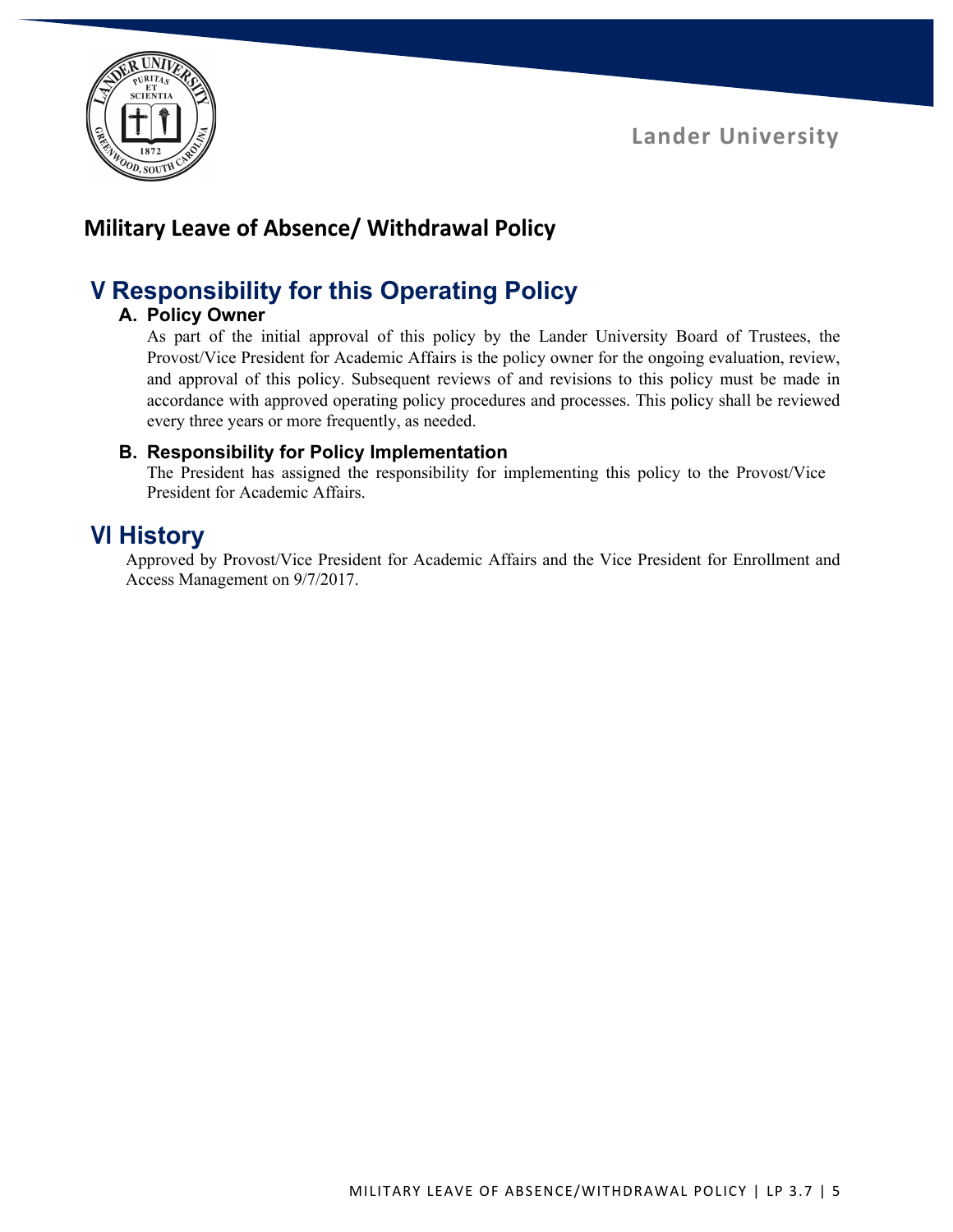## Military Leave of Absence/ Withdrawal Policy

# V Responsibility for this Operating Policy

### A. Policy Owner

As part of the initial approval of this policy by the Lander University Board of Trustees, the Provost/Vice President for Academic Affairs is the policy owner for the ongoing evaluation, review, and approval of this policy. Subsequent reviews of and revisions to this policy must be made in accordance with approved operating policy procedures and processes. This policy shall be reviewed every three years or more frequently, as needed.

### B. Responsibility for Policy Implementation

The President has assigned the responsibility for implementing this policy to the Provost/Vice President for Academic Affairs.

# VI History

Approved by Provost/Vice President for Academic Affairs and the Vice President for Enrollment and Access Management on 9/7/2017.